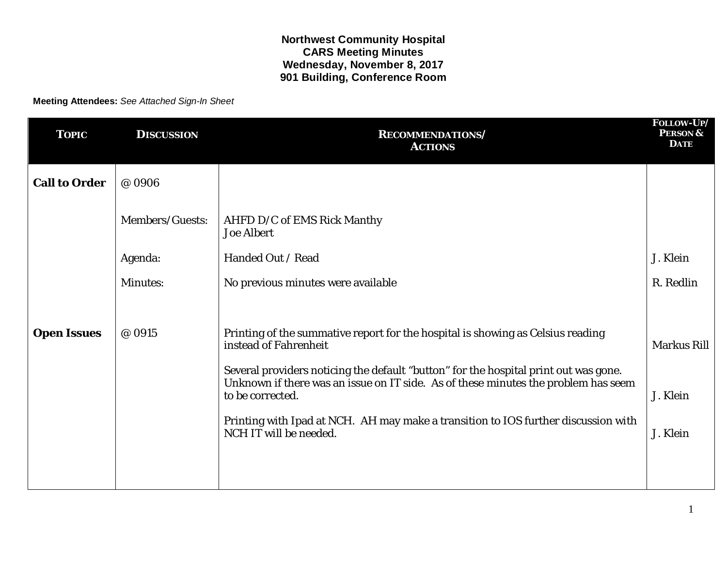**Northwest Community Hospital**
**CARS Meeting Minutes**
**Wednesday, November 8, 2017**
**901 Building, Conference Room**

**Meeting Attendees:** *See Attached Sign-In Sheet*

| TOPIC | DISCUSSION | RECOMMENDATIONS/ ACTIONS | FOLLOW-UP/ PERSON & DATE |
|---|---|---|---|
| **Call to Order** | @ 0906 | | |
| | Members/Guests: | AHFD D/C of EMS Rick Manthy<br>Joe Albert | |
| | Agenda: | Handed Out / Read | J. Klein |
| | Minutes: | No previous minutes were available | R. Redlin |
| **Open Issues** | @ 0915 | Printing of the summative report for the hospital is showing as Celsius reading instead of Fahrenheit | Markus Rill |
| | | Several providers noticing the default "button" for the hospital print out was gone. Unknown if there was an issue on IT side. As of these minutes the problem has seem to be corrected. | J. Klein |
| | | Printing with Ipad at NCH. AH may make a transition to IOS further discussion with NCH IT will be needed. | J. Klein |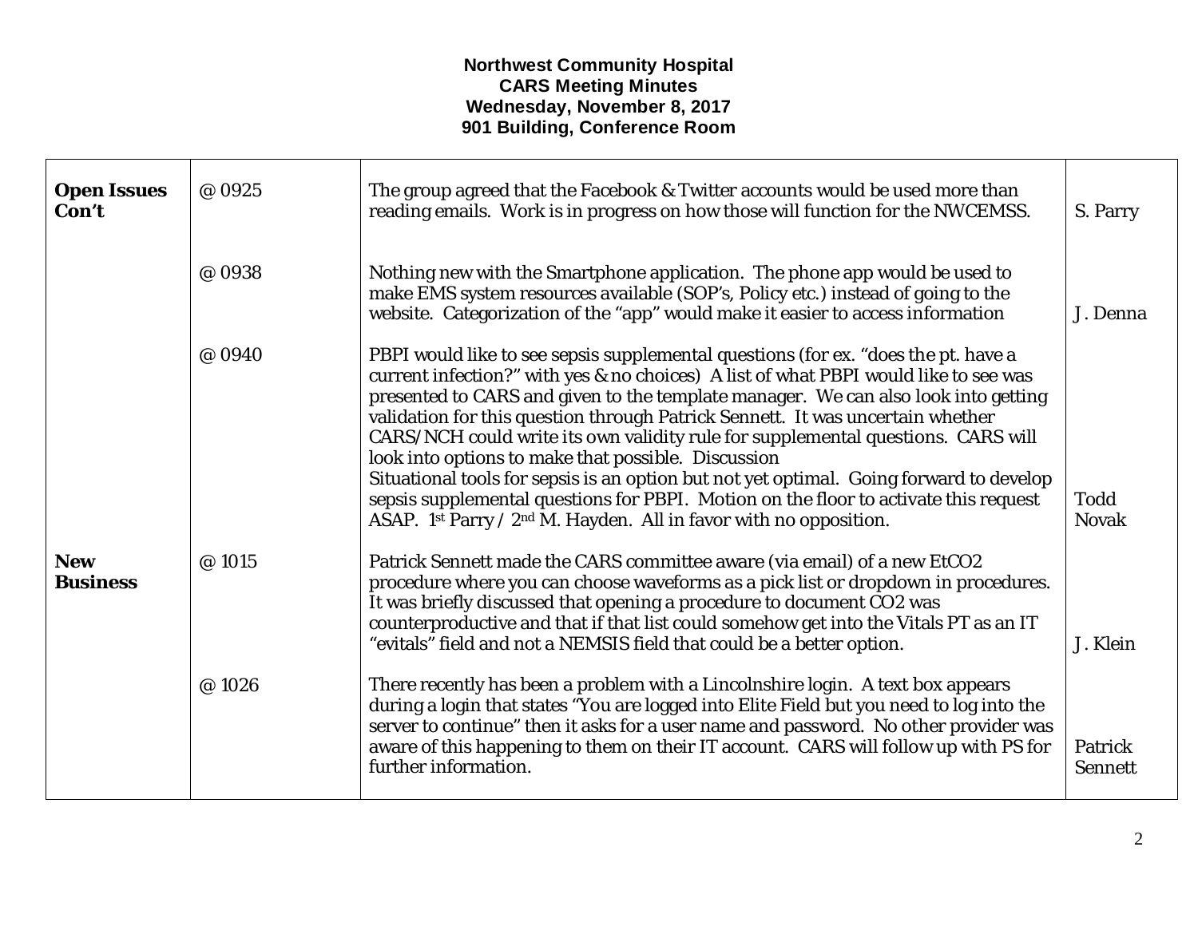**Northwest Community Hospital**
**CARS Meeting Minutes**
**Wednesday, November 8, 2017**
**901 Building, Conference Room**

| | | | |
|---|---|---|---|
| **Open Issues Con't** | @ 0925 | The group agreed that the Facebook & Twitter accounts would be used more than reading emails. Work is in progress on how those will function for the NWCEMSS. | S. Parry |
| | @ 0938 | Nothing new with the Smartphone application. The phone app would be used to make EMS system resources available (SOP's, Policy etc.) instead of going to the website. Categorization of the "app" would make it easier to access information | J. Denna |
| | @ 0940 | PBPI would like to see sepsis supplemental questions (for ex. "does the pt. have a current infection?" with yes & no choices) A list of what PBPI would like to see was presented to CARS and given to the template manager. We can also look into getting validation for this question through Patrick Sennett. It was uncertain whether CARS/NCH could write its own validity rule for supplemental questions. CARS will look into options to make that possible. Discussion<br>Situational tools for sepsis is an option but not yet optimal. Going forward to develop sepsis supplemental questions for PBPI. Motion on the floor to activate this request ASAP. 1st Parry / 2nd M. Hayden. All in favor with no opposition. | Todd Novak |
| **New Business** | @ 1015 | Patrick Sennett made the CARS committee aware (via email) of a new EtCO2 procedure where you can choose waveforms as a pick list or dropdown in procedures. It was briefly discussed that opening a procedure to document CO2 was counterproductive and that if that list could somehow get into the Vitals PT as an IT "evitals" field and not a NEMSIS field that could be a better option. | J. Klein |
| | @ 1026 | There recently has been a problem with a Lincolnshire login. A text box appears during a login that states "You are logged into Elite Field but you need to log into the server to continue" then it asks for a user name and password. No other provider was aware of this happening to them on their IT account. CARS will follow up with PS for further information. | Patrick Sennett |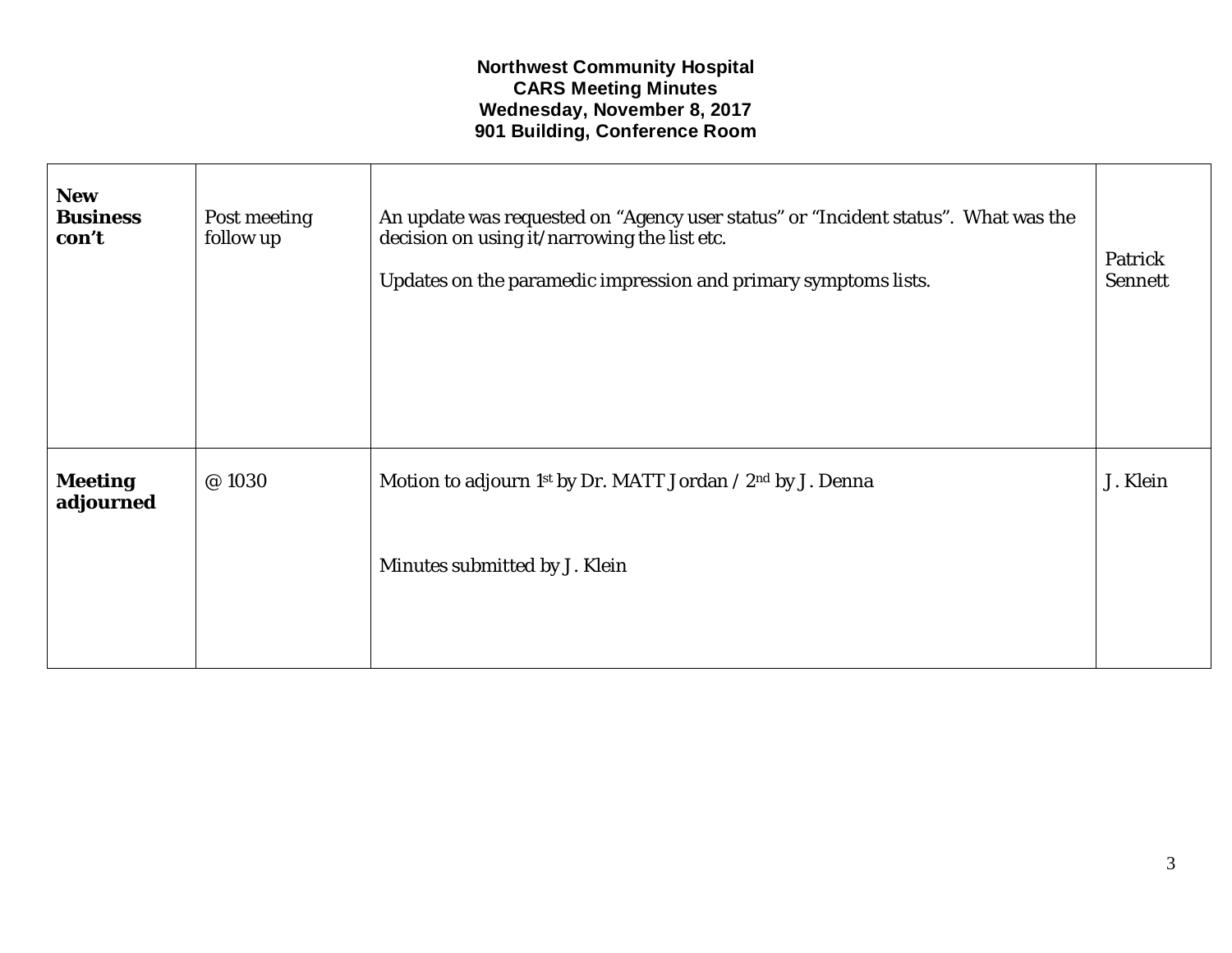**Northwest Community Hospital**
**CARS Meeting Minutes**
**Wednesday, November 8, 2017**
**901 Building, Conference Room**

| | | | |
|---|---|---|---|
| **New Business con't** | Post meeting follow up | An update was requested on "Agency user status" or "Incident status". What was the decision on using it/narrowing the list etc.<br><br>Updates on the paramedic impression and primary symptoms lists. | Patrick Sennett |
| **Meeting adjourned** | @ 1030 | Motion to adjourn 1st by Dr. MATT Jordan / 2nd by J. Denna<br><br>Minutes submitted by J. Klein | J. Klein |